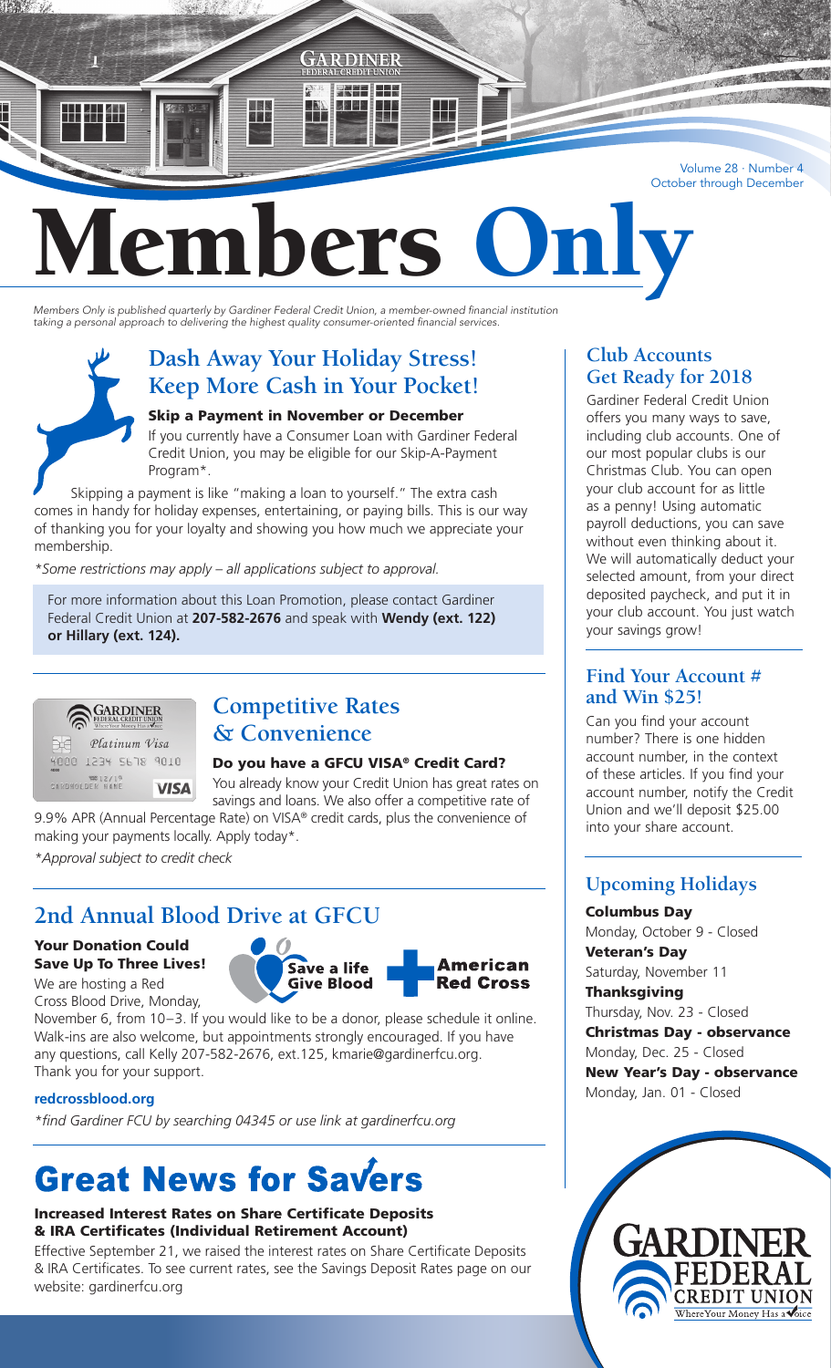Volume 28 · Number 4
October through December

# Members Only

*Members Only is published quarterly by Gardiner Federal Credit Union, a member-owned financial institution taking a personal approach to delivering the highest quality consumer-oriented financial services.*

## Dash Away Your Holiday Stress! Keep More Cash in Your Pocket!

### Skip a Payment in November or December

If you currently have a Consumer Loan with Gardiner Federal Credit Union, you may be eligible for our Skip-A-Payment Program*.

Skipping a payment is like "making a loan to yourself." The extra cash comes in handy for holiday expenses, entertaining, or paying bills. This is our way of thanking you for your loyalty and showing you how much we appreciate your membership.

*\*Some restrictions may apply – all applications subject to approval.*

For more information about this Loan Promotion, please contact Gardiner Federal Credit Union at **207-582-2676** and speak with **Wendy (ext. 122) or Hillary (ext. 124).**

## Competitive Rates & Convenience

### Do you have a GFCU VISA® Credit Card?

You already know your Credit Union has great rates on savings and loans. We also offer a competitive rate of 9.9% APR (Annual Percentage Rate) on VISA® credit cards, plus the convenience of making your payments locally. Apply today*.

*\*Approval subject to credit check*

## 2nd Annual Blood Drive at GFCU

### Your Donation Could Save Up To Three Lives!

We are hosting a Red Cross Blood Drive, Monday, November 6, from 10–3. If you would like to be a donor, please schedule it online. Walk-ins are also welcome, but appointments strongly encouraged. If you have any questions, call Kelly 207-582-2676, ext.125, kmarie@gardinerfcu.org. Thank you for your support.

Save a life Give Blood — American Red Cross

**redcrossblood.org**

*\*find Gardiner FCU by searching 04345 or use link at gardinerfcu.org*

# Great News for Savers

### Increased Interest Rates on Share Certificate Deposits & IRA Certificates (Individual Retirement Account)

Effective September 21, we raised the interest rates on Share Certificate Deposits & IRA Certificates. To see current rates, see the Savings Deposit Rates page on our website: gardinerfcu.org

## Club Accounts Get Ready for 2018

Gardiner Federal Credit Union offers you many ways to save, including club accounts. One of our most popular clubs is our Christmas Club. You can open your club account for as little as a penny! Using automatic payroll deductions, you can save without even thinking about it. We will automatically deduct your selected amount, from your direct deposited paycheck, and put it in your club account. You just watch your savings grow!

## Find Your Account # and Win $25!

Can you find your account number? There is one hidden account number, in the context of these articles. If you find your account number, notify the Credit Union and we'll deposit $25.00 into your share account.

## Upcoming Holidays

**Columbus Day**
Monday, October 9 - Closed

**Veteran's Day**
Saturday, November 11

**Thanksgiving**
Thursday, Nov. 23 - Closed

**Christmas Day - observance**
Monday, Dec. 25 - Closed

**New Year's Day - observance**
Monday, Jan. 01 - Closed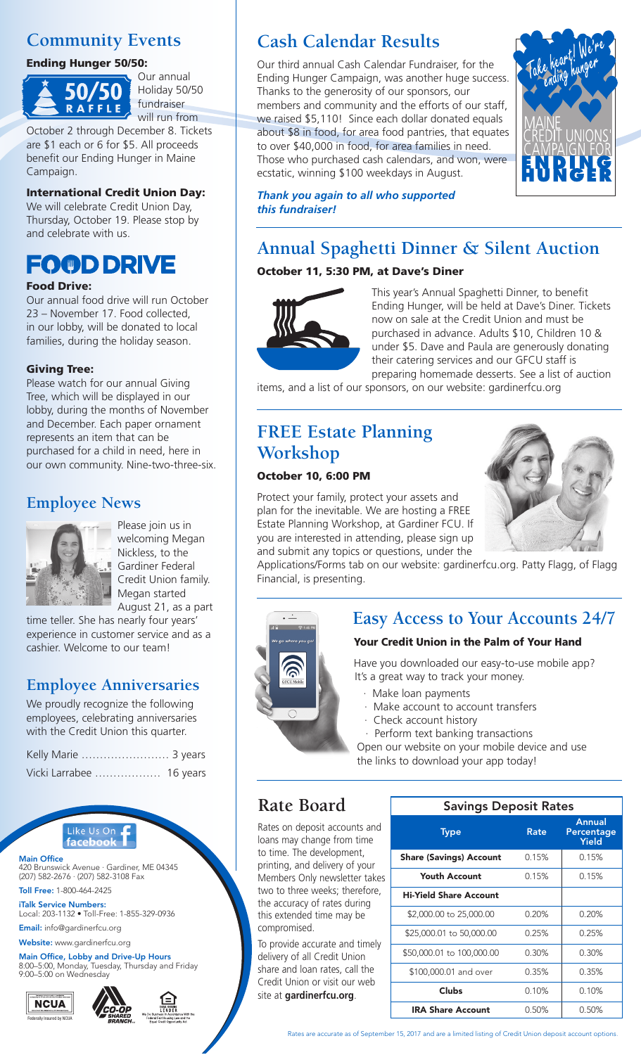## Community Events

**Ending Hunger 50/50:**

50/50 RAFFLE

Our annual Holiday 50/50 fundraiser will run from October 2 through December 8. Tickets are $1 each or 6 for $5. All proceeds benefit our Ending Hunger in Maine Campaign.

**International Credit Union Day:**

We will celebrate Credit Union Day, Thursday, October 19. Please stop by and celebrate with us.

FOOD DRIVE

**Food Drive:**

Our annual food drive will run October 23 – November 17. Food collected, in our lobby, will be donated to local families, during the holiday season.

**Giving Tree:**

Please watch for our annual Giving Tree, which will be displayed in our lobby, during the months of November and December. Each paper ornament represents an item that can be purchased for a child in need, here in our own community. Nine-two-three-six.

## Employee News

Please join us in welcoming Megan Nickless, to the Gardiner Federal Credit Union family. Megan started August 21, as a part time teller. She has nearly four years' experience in customer service and as a cashier. Welcome to our team!

## Employee Anniversaries

We proudly recognize the following employees, celebrating anniversaries with the Credit Union this quarter.

Kelly Marie ........................ 3 years

Vicki Larrabee .................. 16 years

Like Us On facebook

**Main Office**
420 Brunswick Avenue · Gardiner, ME 04345
(207) 582-2676 · (207) 582-3108 Fax

**Toll Free:** 1-800-464-2425

**iTalk Service Numbers:**
Local: 203-1132 • Toll-Free: 1-855-329-0936

**Email:** info@gardinerfcu.org

**Website:** www.gardinerfcu.org

**Main Office, Lobby and Drive-Up Hours**
8:00–5:00, Monday, Tuesday, Thursday and Friday
9:00–5:00 on Wednesday

NCUA · CO-OP SHARED BRANCH · Equal Housing Lender

## Cash Calendar Results

Our third annual Cash Calendar Fundraiser, for the Ending Hunger Campaign, was another huge success. Thanks to the generosity of our sponsors, our members and community and the efforts of our staff, we raised $5,110! Since each dollar donated equals about $8 in food, for area food pantries, that equates to over $40,000 in food, for area families in need. Those who purchased cash calendars, and won, were ecstatic, winning $100 weekdays in August.

***Thank you again to all who supported this fundraiser!***

Take heart! We're ending hunger — MAINE CREDIT UNIONS' CAMPAIGN FOR ENDING HUNGER

## Annual Spaghetti Dinner & Silent Auction

**October 11, 5:30 PM, at Dave's Diner**

This year's Annual Spaghetti Dinner, to benefit Ending Hunger, will be held at Dave's Diner. Tickets now on sale at the Credit Union and must be purchased in advance. Adults $10, Children 10 & under $5. Dave and Paula are generously donating their catering services and our GFCU staff is preparing homemade desserts. See a list of auction items, and a list of our sponsors, on our website: gardinerfcu.org

## FREE Estate Planning Workshop

**October 10, 6:00 PM**

Protect your family, protect your assets and plan for the inevitable. We are hosting a FREE Estate Planning Workshop, at Gardiner FCU. If you are interested in attending, please sign up and submit any topics or questions, under the Applications/Forms tab on our website: gardinerfcu.org. Patty Flagg, of Flagg Financial, is presenting.

## Easy Access to Your Accounts 24/7

**Your Credit Union in the Palm of Your Hand**

Have you downloaded our easy-to-use mobile app? It's a great way to track your money.

- Make loan payments
- Make account to account transfers
- Check account history
- Perform text banking transactions

Open our website on your mobile device and use the links to download your app today!

## Rate Board

Rates on deposit accounts and loans may change from time to time. The development, printing, and delivery of your Members Only newsletter takes two to three weeks; therefore, the accuracy of rates during this extended time may be compromised.

To provide accurate and timely delivery of all Credit Union share and loan rates, call the Credit Union or visit our web site at **gardinerfcu.org**.

| Savings Deposit Rates | | |
|---|---|---|
| **Type** | **Rate** | **Annual Percentage Yield** |
| **Share (Savings) Account** | 0.15% | 0.15% |
| **Youth Account** | 0.15% | 0.15% |
| **Hi-Yield Share Account** | | |
| $2,000.00 to 25,000.00 | 0.20% | 0.20% |
| $25,000.01 to 50,000.00 | 0.25% | 0.25% |
| $50,000.01 to 100,000.00 | 0.30% | 0.30% |
| $100,000.01 and over | 0.35% | 0.35% |
| **Clubs** | 0.10% | 0.10% |
| **IRA Share Account** | 0.50% | 0.50% |

Rates are accurate as of September 15, 2017 and are a limited listing of Credit Union deposit account options.